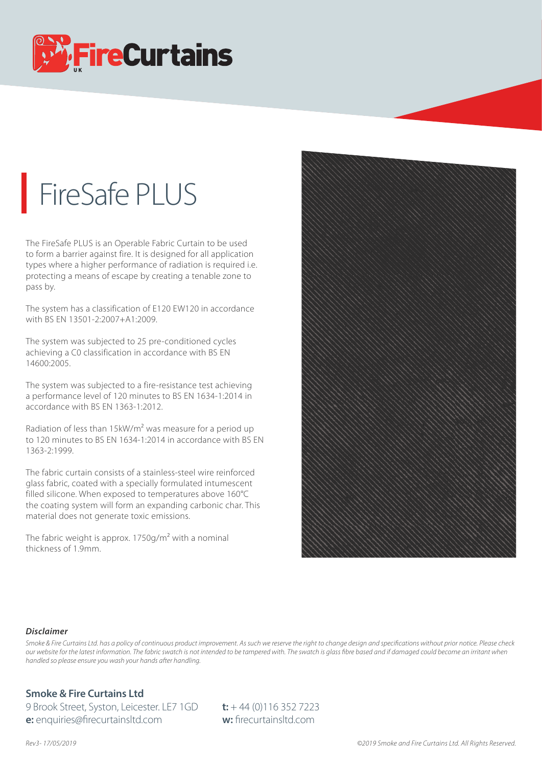# FireSafe PLUS

The FireSafe PLUS is an Operable Fabric Curtain to be used to form a barrier against fire. It is designed for all application types where a higher performance of radiation is required i.e. protecting a means of escape by creating a tenable zone to pass by.

The system has a classification of E120 EW120 in accordance with BS EN 13501-2:2007+A1:2009.

The system was subjected to 25 pre-conditioned cycles achieving a C0 classification in accordance with BS EN 14600:2005.

The system was subjected to a fire-resistance test achieving a performance level of 120 minutes to BS EN 1634-1:2014 in accordance with BS EN 1363-1:2012.

Radiation of less than 15kW/m² was measure for a period up to 120 minutes to BS EN 1634-1:2014 in accordance with BS EN 1363-2:1999.

The fabric curtain consists of a stainless-steel wire reinforced glass fabric, coated with a specially formulated intumescent filled silicone. When exposed to temperatures above 160°C the coating system will form an expanding carbonic char. This material does not generate toxic emissions.

The fabric weight is approx. 1750g/m² with a nominal thickness of 1.9mm.

***Disclaimer***

*Smoke & Fire Curtains Ltd. has a policy of continuous product improvement. As such we reserve the right to change design and specifications without prior notice. Please check our website for the latest information. The fabric swatch is not intended to be tampered with. The swatch is glass fibre based and if damaged could become an irritant when handled so please ensure you wash your hands after handling.*

**Smoke & Fire Curtains Ltd**

9 Brook Street, Syston, Leicester. LE7 1GD
**e:** enquiries@firecurtainsltd.com

**t:** + 44 (0)116 352 7223
**w:** firecurtainsltd.com

*Rev3- 17/05/2019*

*©2019 Smoke and Fire Curtains Ltd. All Rights Reserved.*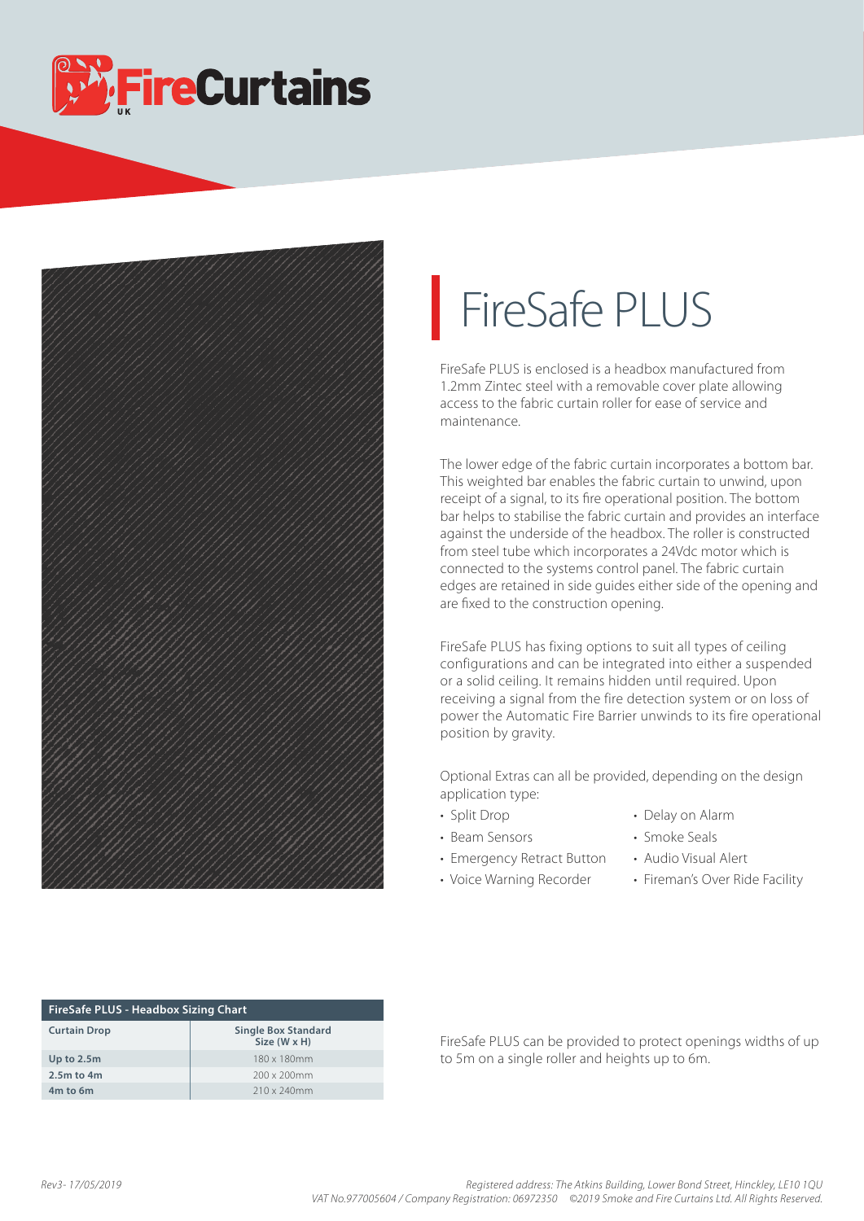# FireSafe PLUS

FireSafe PLUS is enclosed is a headbox manufactured from 1.2mm Zintec steel with a removable cover plate allowing access to the fabric curtain roller for ease of service and maintenance.

The lower edge of the fabric curtain incorporates a bottom bar. This weighted bar enables the fabric curtain to unwind, upon receipt of a signal, to its fire operational position. The bottom bar helps to stabilise the fabric curtain and provides an interface against the underside of the headbox. The roller is constructed from steel tube which incorporates a 24Vdc motor which is connected to the systems control panel. The fabric curtain edges are retained in side guides either side of the opening and are fixed to the construction opening.

FireSafe PLUS has fixing options to suit all types of ceiling configurations and can be integrated into either a suspended or a solid ceiling. It remains hidden until required. Upon receiving a signal from the fire detection system or on loss of power the Automatic Fire Barrier unwinds to its fire operational position by gravity.

Optional Extras can all be provided, depending on the design application type:

- Split Drop
- Beam Sensors
- Emergency Retract Button
- Voice Warning Recorder
- Delay on Alarm
- Smoke Seals
- Audio Visual Alert
- Fireman's Over Ride Facility

**FireSafe PLUS - Headbox Sizing Chart**

| Curtain Drop | Single Box Standard Size (W x H) |
|---|---|
| Up to 2.5m | 180 x 180mm |
| 2.5m to 4m | 200 x 200mm |
| 4m to 6m | 210 x 240mm |

FireSafe PLUS can be provided to protect openings widths of up to 5m on a single roller and heights up to 6m.

*Rev3- 17/05/2019*

*Registered address: The Atkins Building, Lower Bond Street, Hinckley, LE10 1QU*
*VAT No.977005604 / Company Registration: 06972350 ©2019 Smoke and Fire Curtains Ltd. All Rights Reserved.*